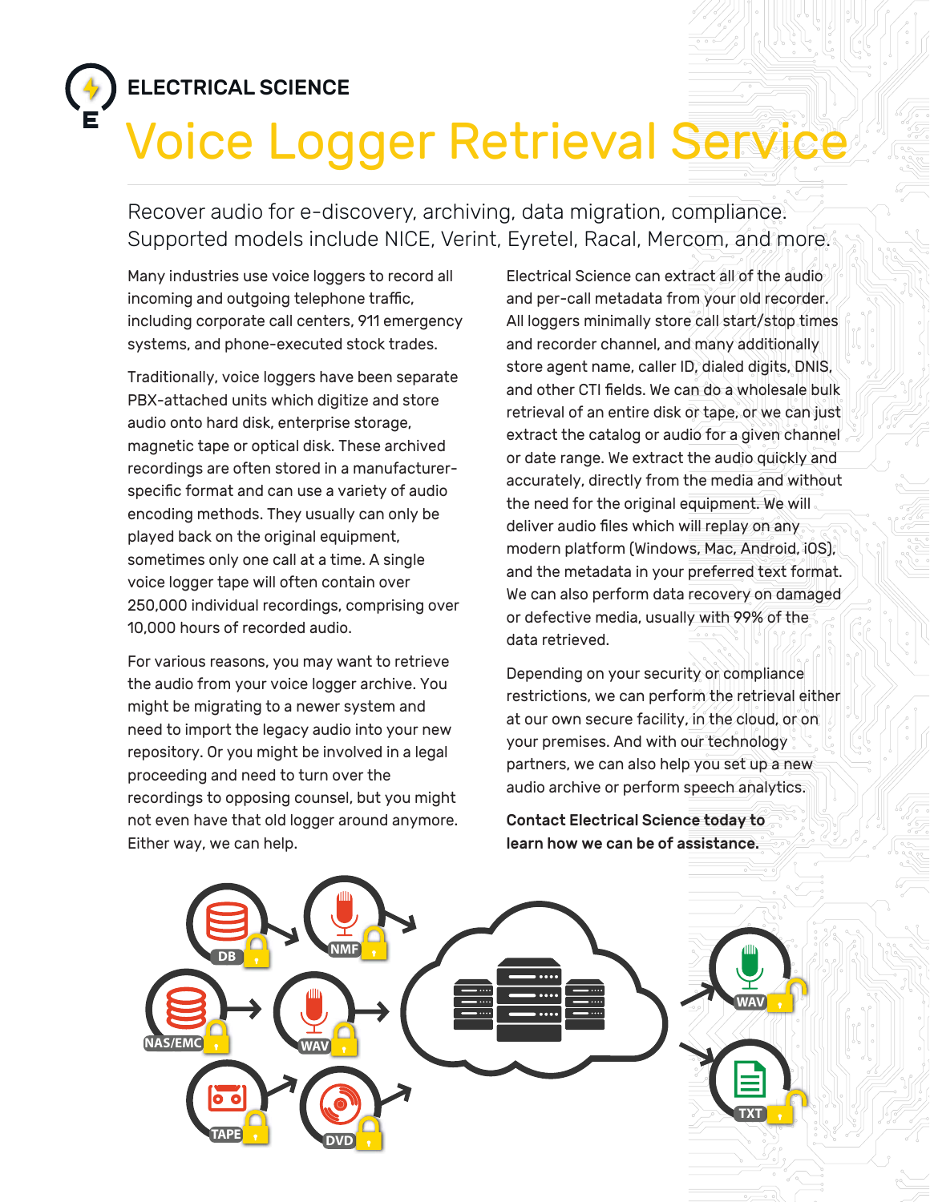ELECTRICAL SCIENCE

# Voice Logger Retrieval Service

## Recover audio for e-discovery, archiving, data migration, compliance. Supported models include NICE, Verint, Eyretel, Racal, Mercom, and more.

Many industries use voice loggers to record all incoming and outgoing telephone traffic, including corporate call centers, 911 emergency systems, and phone-executed stock trades.

Traditionally, voice loggers have been separate PBX-attached units which digitize and store audio onto hard disk, enterprise storage, magnetic tape or optical disk. These archived recordings are often stored in a manufacturer-specific format and can use a variety of audio encoding methods. They usually can only be played back on the original equipment, sometimes only one call at a time. A single voice logger tape will often contain over 250,000 individual recordings, comprising over 10,000 hours of recorded audio.

For various reasons, you may want to retrieve the audio from your voice logger archive. You might be migrating to a newer system and need to import the legacy audio into your new repository. Or you might be involved in a legal proceeding and need to turn over the recordings to opposing counsel, but you might not even have that old logger around anymore. Either way, we can help.

Electrical Science can extract all of the audio and per-call metadata from your old recorder. All loggers minimally store call start/stop times and recorder channel, and many additionally store agent name, caller ID, dialed digits, DNIS, and other CTI fields. We can do a wholesale bulk retrieval of an entire disk or tape, or we can just extract the catalog or audio for a given channel or date range. We extract the audio quickly and accurately, directly from the media and without the need for the original equipment. We will deliver audio files which will replay on any modern platform (Windows, Mac, Android, iOS), and the metadata in your preferred text format. We can also perform data recovery on damaged or defective media, usually with 99% of the data retrieved.

Depending on your security or compliance restrictions, we can perform the retrieval either at our own secure facility, in the cloud, or on your premises. And with our technology partners, we can also help you set up a new audio archive or perform speech analytics.

**Contact Electrical Science today to learn how we can be of assistance.**

DB | NMF | NAS/EMC | WAV | TAPE | DVD → WAV | TXT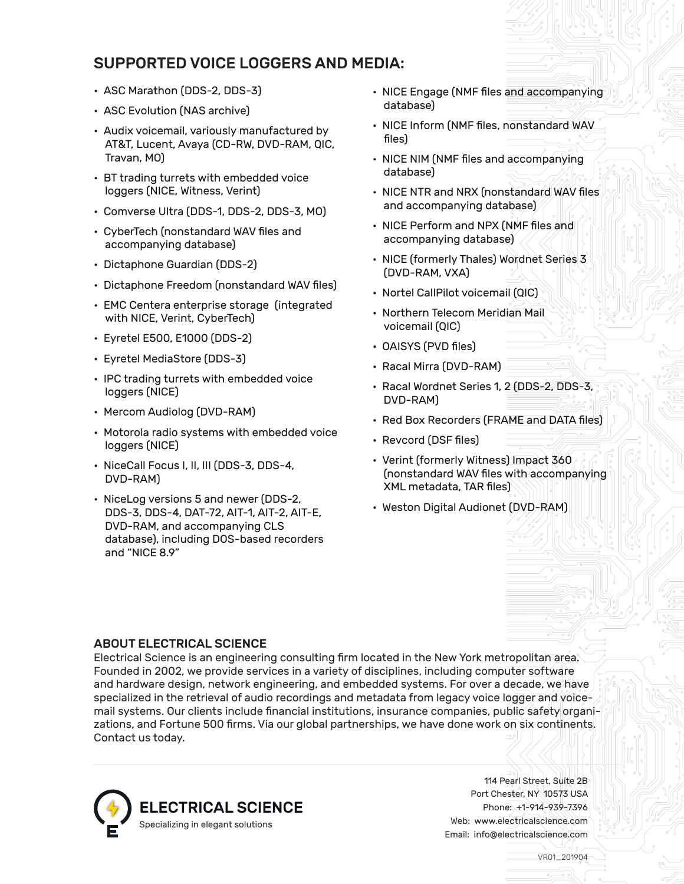## SUPPORTED VOICE LOGGERS AND MEDIA:

- ASC Marathon (DDS-2, DDS-3)
- ASC Evolution (NAS archive)
- Audix voicemail, variously manufactured by AT&T, Lucent, Avaya (CD-RW, DVD-RAM, QIC, Travan, MO)
- BT trading turrets with embedded voice loggers (NICE, Witness, Verint)
- Comverse Ultra (DDS-1, DDS-2, DDS-3, MO)
- CyberTech (nonstandard WAV files and accompanying database)
- Dictaphone Guardian (DDS-2)
- Dictaphone Freedom (nonstandard WAV files)
- EMC Centera enterprise storage (integrated with NICE, Verint, CyberTech)
- Eyretel E500, E1000 (DDS-2)
- Eyretel MediaStore (DDS-3)
- IPC trading turrets with embedded voice loggers (NICE)
- Mercom Audiolog (DVD-RAM)
- Motorola radio systems with embedded voice loggers (NICE)
- NiceCall Focus I, II, III (DDS-3, DDS-4, DVD-RAM)
- NiceLog versions 5 and newer (DDS-2, DDS-3, DDS-4, DAT-72, AIT-1, AIT-2, AIT-E, DVD-RAM, and accompanying CLS database), including DOS-based recorders and "NICE 8.9"
- NICE Engage (NMF files and accompanying database)
- NICE Inform (NMF files, nonstandard WAV files)
- NICE NIM (NMF files and accompanying database)
- NICE NTR and NRX (nonstandard WAV files and accompanying database)
- NICE Perform and NPX (NMF files and accompanying database)
- NICE (formerly Thales) Wordnet Series 3 (DVD-RAM, VXA)
- Nortel CallPilot voicemail (QIC)
- Northern Telecom Meridian Mail voicemail (QIC)
- OAISYS (PVD files)
- Racal Mirra (DVD-RAM)
- Racal Wordnet Series 1, 2 (DDS-2, DDS-3, DVD-RAM)
- Red Box Recorders (FRAME and DATA files)
- Revcord (DSF files)
- Verint (formerly Witness) Impact 360 (nonstandard WAV files with accompanying XML metadata, TAR files)
- Weston Digital Audionet (DVD-RAM)

### ABOUT ELECTRICAL SCIENCE

Electrical Science is an engineering consulting firm located in the New York metropolitan area. Founded in 2002, we provide services in a variety of disciplines, including computer software and hardware design, network engineering, and embedded systems. For over a decade, we have specialized in the retrieval of audio recordings and metadata from legacy voice logger and voicemail systems. Our clients include financial institutions, insurance companies, public safety organizations, and Fortune 500 firms. Via our global partnerships, we have done work on six continents. Contact us today.

**ELECTRICAL SCIENCE**
Specializing in elegant solutions

114 Pearl Street, Suite 2B
Port Chester, NY 10573 USA
Phone: +1-914-939-7396
Web: www.electricalscience.com
Email: info@electricalscience.com

VR01_201904